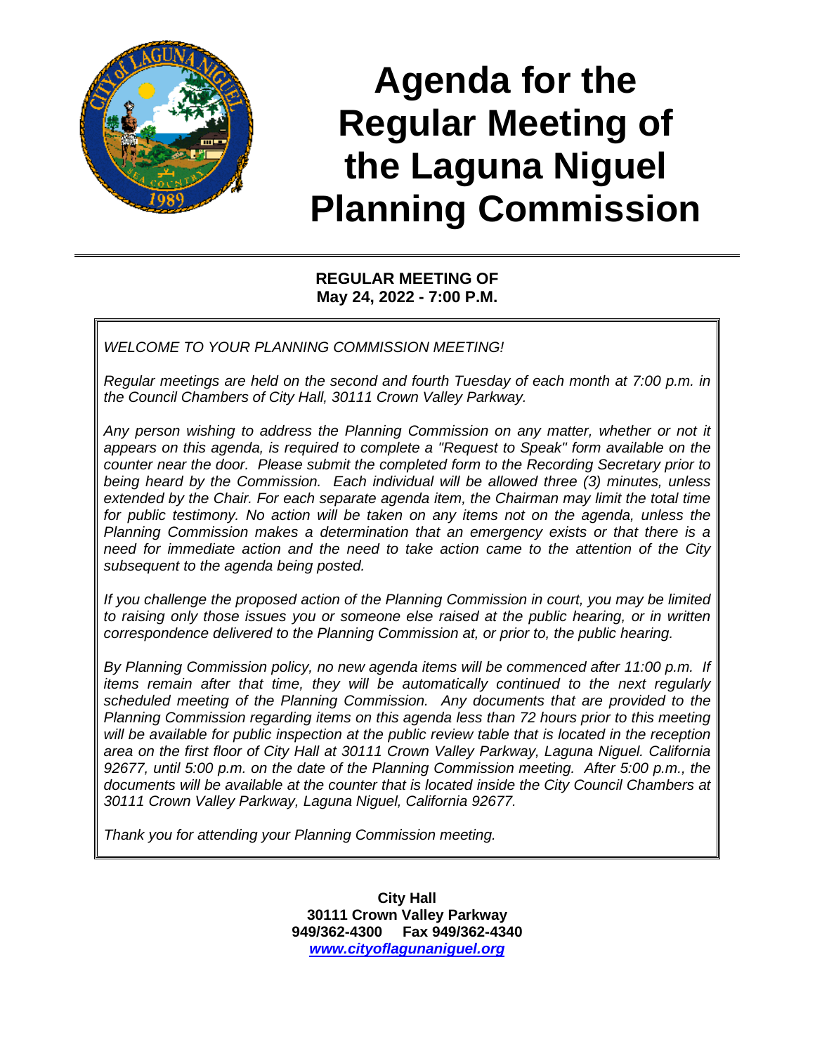# Agenda for the Regular Meeting of the Laguna Niguel Planning Commission

**REGULAR MEETING OF**
**May 24, 2022 - 7:00 P.M.**

*WELCOME TO YOUR PLANNING COMMISSION MEETING!*

*Regular meetings are held on the second and fourth Tuesday of each month at 7:00 p.m. in the Council Chambers of City Hall, 30111 Crown Valley Parkway.*

*Any person wishing to address the Planning Commission on any matter, whether or not it appears on this agenda, is required to complete a "Request to Speak" form available on the counter near the door. Please submit the completed form to the Recording Secretary prior to being heard by the Commission. Each individual will be allowed three (3) minutes, unless extended by the Chair. For each separate agenda item, the Chairman may limit the total time for public testimony. No action will be taken on any items not on the agenda, unless the Planning Commission makes a determination that an emergency exists or that there is a need for immediate action and the need to take action came to the attention of the City subsequent to the agenda being posted.*

*If you challenge the proposed action of the Planning Commission in court, you may be limited to raising only those issues you or someone else raised at the public hearing, or in written correspondence delivered to the Planning Commission at, or prior to, the public hearing.*

*By Planning Commission policy, no new agenda items will be commenced after 11:00 p.m. If items remain after that time, they will be automatically continued to the next regularly scheduled meeting of the Planning Commission. Any documents that are provided to the Planning Commission regarding items on this agenda less than 72 hours prior to this meeting will be available for public inspection at the public review table that is located in the reception area on the first floor of City Hall at 30111 Crown Valley Parkway, Laguna Niguel. California 92677, until 5:00 p.m. on the date of the Planning Commission meeting. After 5:00 p.m., the documents will be available at the counter that is located inside the City Council Chambers at 30111 Crown Valley Parkway, Laguna Niguel, California 92677.*

*Thank you for attending your Planning Commission meeting.*

**City Hall**
**30111 Crown Valley Parkway**
**949/362-4300 Fax 949/362-4340**
***www.cityoflagunaniguel.org***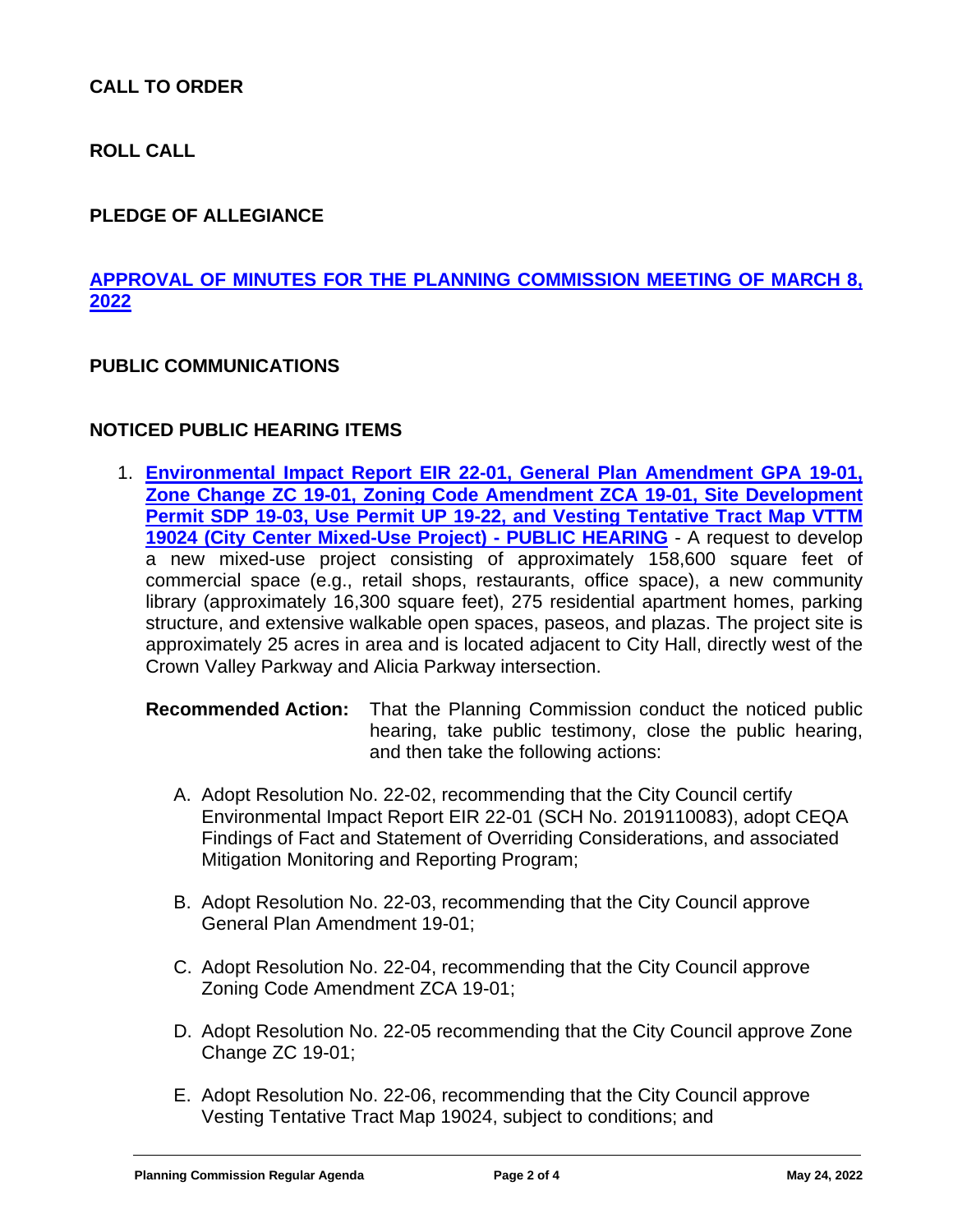**CALL TO ORDER**

**ROLL CALL**

**PLEDGE OF ALLEGIANCE**

**APPROVAL OF MINUTES FOR THE PLANNING COMMISSION MEETING OF MARCH 8, 2022**

**PUBLIC COMMUNICATIONS**

**NOTICED PUBLIC HEARING ITEMS**

1. **Environmental Impact Report EIR 22-01, General Plan Amendment GPA 19-01, Zone Change ZC 19-01, Zoning Code Amendment ZCA 19-01, Site Development Permit SDP 19-03, Use Permit UP 19-22, and Vesting Tentative Tract Map VTTM 19024 (City Center Mixed-Use Project) - PUBLIC HEARING** - A request to develop a new mixed-use project consisting of approximately 158,600 square feet of commercial space (e.g., retail shops, restaurants, office space), a new community library (approximately 16,300 square feet), 275 residential apartment homes, parking structure, and extensive walkable open spaces, paseos, and plazas. The project site is approximately 25 acres in area and is located adjacent to City Hall, directly west of the Crown Valley Parkway and Alicia Parkway intersection.

   **Recommended Action:** That the Planning Commission conduct the noticed public hearing, take public testimony, close the public hearing, and then take the following actions:

   A. Adopt Resolution No. 22-02, recommending that the City Council certify Environmental Impact Report EIR 22-01 (SCH No. 2019110083), adopt CEQA Findings of Fact and Statement of Overriding Considerations, and associated Mitigation Monitoring and Reporting Program;

   B. Adopt Resolution No. 22-03, recommending that the City Council approve General Plan Amendment 19-01;

   C. Adopt Resolution No. 22-04, recommending that the City Council approve Zoning Code Amendment ZCA 19-01;

   D. Adopt Resolution No. 22-05 recommending that the City Council approve Zone Change ZC 19-01;

   E. Adopt Resolution No. 22-06, recommending that the City Council approve Vesting Tentative Tract Map 19024, subject to conditions; and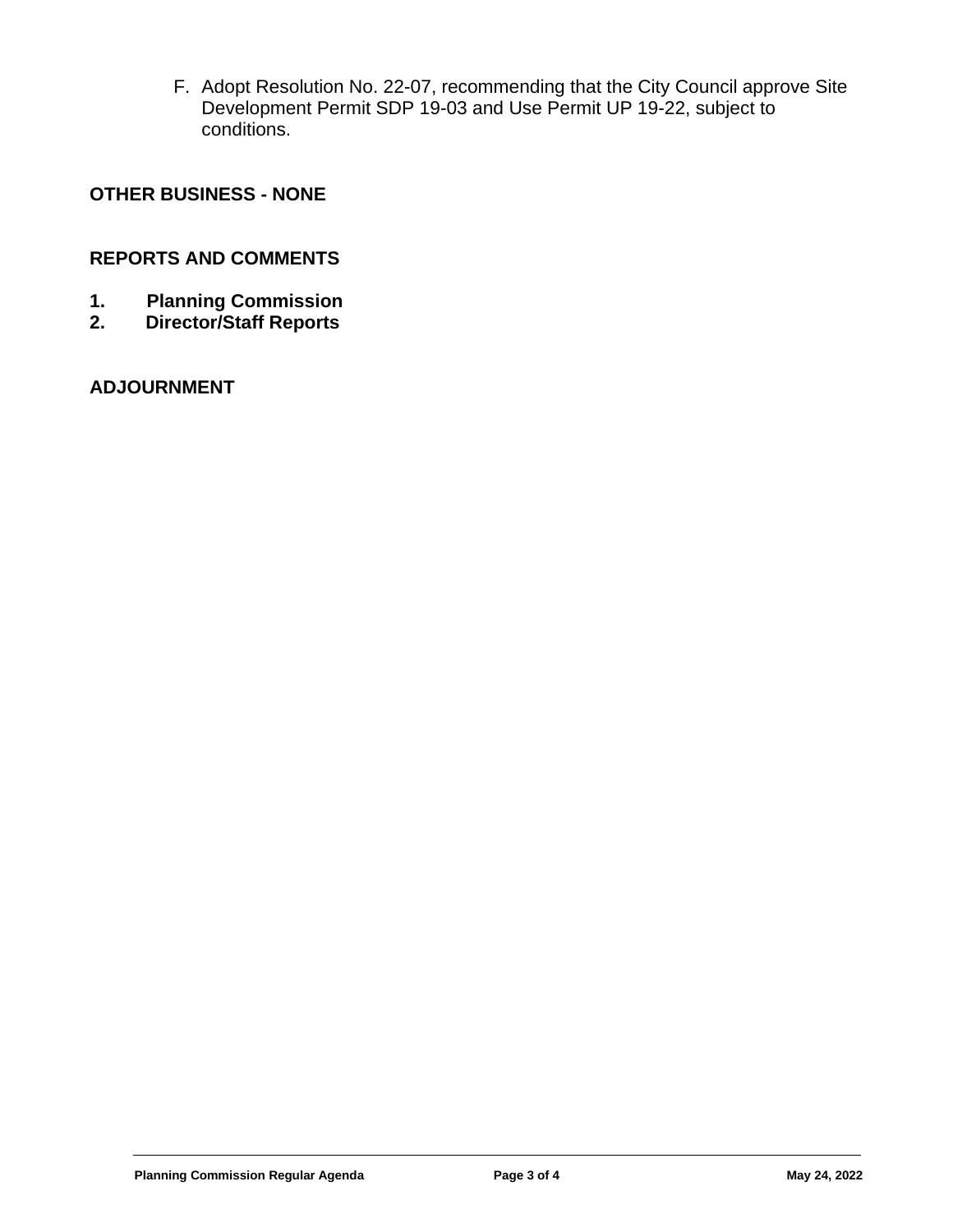F. Adopt Resolution No. 22-07, recommending that the City Council approve Site Development Permit SDP 19-03 and Use Permit UP 19-22, subject to conditions.

## OTHER BUSINESS - NONE

## REPORTS AND COMMENTS

1. **Planning Commission**
2. **Director/Staff Reports**

## ADJOURNMENT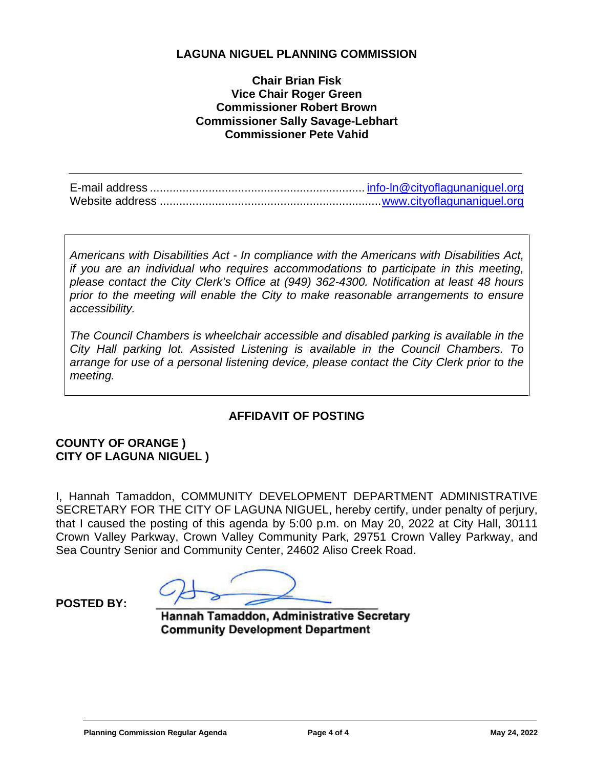**LAGUNA NIGUEL PLANNING COMMISSION**

**Chair Brian Fisk**
**Vice Chair Roger Green**
**Commissioner Robert Brown**
**Commissioner Sally Savage-Lebhart**
**Commissioner Pete Vahid**

---

E-mail address .................................................................. info-ln@cityoflagunaniguel.org
Website address .................................................................. www.cityoflagunaniguel.org

*Americans with Disabilities Act - In compliance with the Americans with Disabilities Act, if you are an individual who requires accommodations to participate in this meeting, please contact the City Clerk's Office at (949) 362-4300. Notification at least 48 hours prior to the meeting will enable the City to make reasonable arrangements to ensure accessibility.*

*The Council Chambers is wheelchair accessible and disabled parking is available in the City Hall parking lot. Assisted Listening is available in the Council Chambers. To arrange for use of a personal listening device, please contact the City Clerk prior to the meeting.*

**AFFIDAVIT OF POSTING**

**COUNTY OF ORANGE )**
**CITY OF LAGUNA NIGUEL )**

I, Hannah Tamaddon, COMMUNITY DEVELOPMENT DEPARTMENT ADMINISTRATIVE SECRETARY FOR THE CITY OF LAGUNA NIGUEL, hereby certify, under penalty of perjury, that I caused the posting of this agenda by 5:00 p.m. on May 20, 2022 at City Hall, 30111 Crown Valley Parkway, Crown Valley Community Park, 29751 Crown Valley Parkway, and Sea Country Senior and Community Center, 24602 Aliso Creek Road.

**POSTED BY:**

**Hannah Tamaddon, Administrative Secretary**
**Community Development Department**